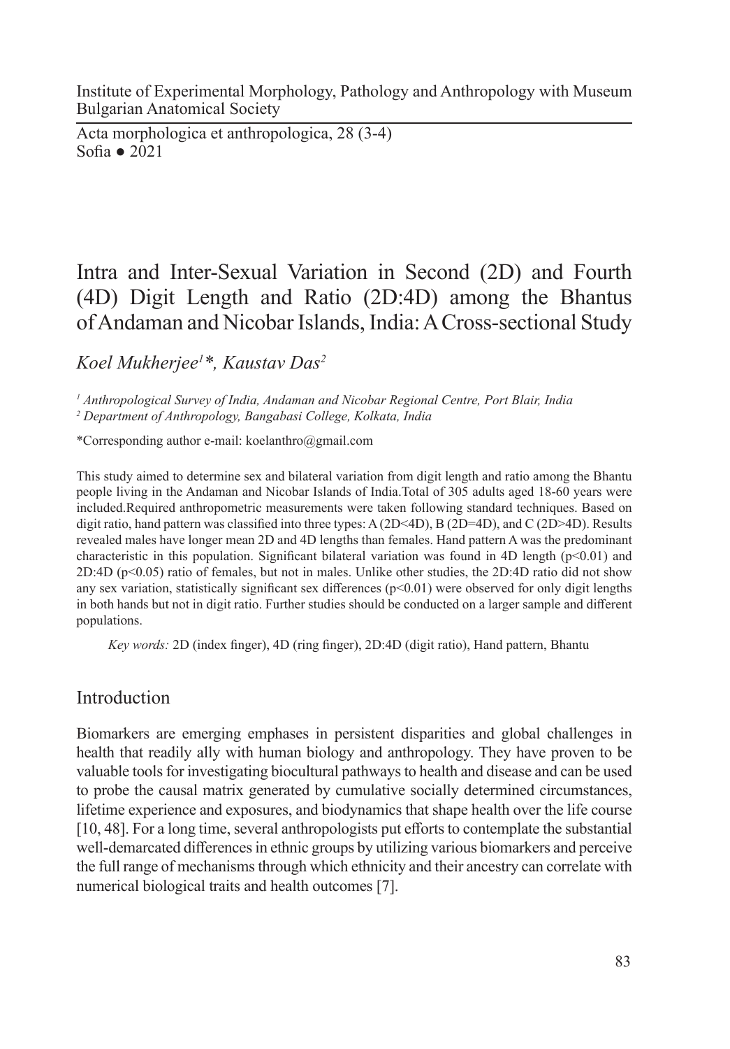Institute of Experimental Morphology, Pathology and Anthropology with Museum
Bulgarian Anatomical Society

Acta morphologica et anthropologica, 28 (3-4)
Sofia ● 2021

# Intra and Inter-Sexual Variation in Second (2D) and Fourth (4D) Digit Length and Ratio (2D:4D) among the Bhantus of Andaman and Nicobar Islands, India: A Cross-sectional Study

*Koel Mukherjee[1]\*, Kaustav Das[2]*

[1] *Anthropological Survey of India, Andaman and Nicobar Regional Centre, Port Blair, India*
[2] *Department of Anthropology, Bangabasi College, Kolkata, India*

\*Corresponding author e-mail: koelanthro@gmail.com

This study aimed to determine sex and bilateral variation from digit length and ratio among the Bhantu people living in the Andaman and Nicobar Islands of India.Total of 305 adults aged 18-60 years were included.Required anthropometric measurements were taken following standard techniques. Based on digit ratio, hand pattern was classified into three types: A (2D<4D), B (2D=4D), and C (2D>4D). Results revealed males have longer mean 2D and 4D lengths than females. Hand pattern A was the predominant characteristic in this population. Significant bilateral variation was found in 4D length ($p<0.01$) and 2D:4D ($p<0.05$) ratio of females, but not in males. Unlike other studies, the 2D:4D ratio did not show any sex variation, statistically significant sex differences ($p<0.01$) were observed for only digit lengths in both hands but not in digit ratio. Further studies should be conducted on a larger sample and different populations.

*Key words:* 2D (index finger), 4D (ring finger), 2D:4D (digit ratio), Hand pattern, Bhantu

## Introduction

Biomarkers are emerging emphases in persistent disparities and global challenges in health that readily ally with human biology and anthropology. They have proven to be valuable tools for investigating biocultural pathways to health and disease and can be used to probe the causal matrix generated by cumulative socially determined circumstances, lifetime experience and exposures, and biodynamics that shape health over the life course [10, 48]. For a long time, several anthropologists put efforts to contemplate the substantial well-demarcated differences in ethnic groups by utilizing various biomarkers and perceive the full range of mechanisms through which ethnicity and their ancestry can correlate with numerical biological traits and health outcomes [7].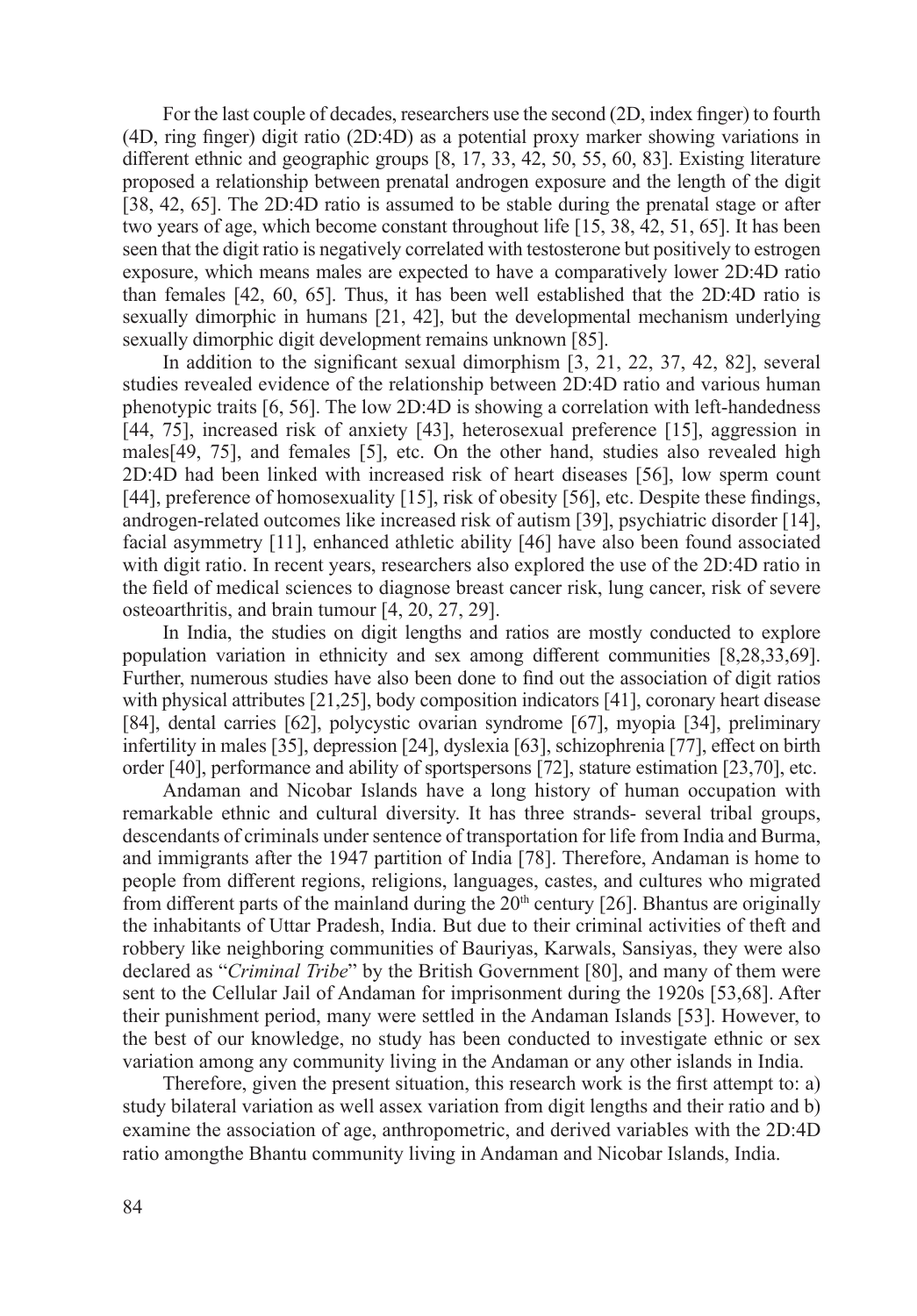For the last couple of decades, researchers use the second (2D, index finger) to fourth (4D, ring finger) digit ratio (2D:4D) as a potential proxy marker showing variations in different ethnic and geographic groups [8, 17, 33, 42, 50, 55, 60, 83]. Existing literature proposed a relationship between prenatal androgen exposure and the length of the digit [38, 42, 65]. The 2D:4D ratio is assumed to be stable during the prenatal stage or after two years of age, which become constant throughout life [15, 38, 42, 51, 65]. It has been seen that the digit ratio is negatively correlated with testosterone but positively to estrogen exposure, which means males are expected to have a comparatively lower 2D:4D ratio than females [42, 60, 65]. Thus, it has been well established that the 2D:4D ratio is sexually dimorphic in humans [21, 42], but the developmental mechanism underlying sexually dimorphic digit development remains unknown [85].

In addition to the significant sexual dimorphism [3, 21, 22, 37, 42, 82], several studies revealed evidence of the relationship between 2D:4D ratio and various human phenotypic traits [6, 56]. The low 2D:4D is showing a correlation with left-handedness [44, 75], increased risk of anxiety [43], heterosexual preference [15], aggression in males[49, 75], and females [5], etc. On the other hand, studies also revealed high 2D:4D had been linked with increased risk of heart diseases [56], low sperm count [44], preference of homosexuality [15], risk of obesity [56], etc. Despite these findings, androgen-related outcomes like increased risk of autism [39], psychiatric disorder [14], facial asymmetry [11], enhanced athletic ability [46] have also been found associated with digit ratio. In recent years, researchers also explored the use of the 2D:4D ratio in the field of medical sciences to diagnose breast cancer risk, lung cancer, risk of severe osteoarthritis, and brain tumour [4, 20, 27, 29].

In India, the studies on digit lengths and ratios are mostly conducted to explore population variation in ethnicity and sex among different communities [8,28,33,69]. Further, numerous studies have also been done to find out the association of digit ratios with physical attributes [21,25], body composition indicators [41], coronary heart disease [84], dental carries [62], polycystic ovarian syndrome [67], myopia [34], preliminary infertility in males [35], depression [24], dyslexia [63], schizophrenia [77], effect on birth order [40], performance and ability of sportspersons [72], stature estimation [23,70], etc.

Andaman and Nicobar Islands have a long history of human occupation with remarkable ethnic and cultural diversity. It has three strands- several tribal groups, descendants of criminals under sentence of transportation for life from India and Burma, and immigrants after the 1947 partition of India [78]. Therefore, Andaman is home to people from different regions, religions, languages, castes, and cultures who migrated from different parts of the mainland during the 20th century [26]. Bhantus are originally the inhabitants of Uttar Pradesh, India. But due to their criminal activities of theft and robbery like neighboring communities of Bauriyas, Karwals, Sansiyas, they were also declared as "*Criminal Tribe*" by the British Government [80], and many of them were sent to the Cellular Jail of Andaman for imprisonment during the 1920s [53,68]. After their punishment period, many were settled in the Andaman Islands [53]. However, to the best of our knowledge, no study has been conducted to investigate ethnic or sex variation among any community living in the Andaman or any other islands in India.

Therefore, given the present situation, this research work is the first attempt to: a) study bilateral variation as well assex variation from digit lengths and their ratio and b) examine the association of age, anthropometric, and derived variables with the 2D:4D ratio amongthe Bhantu community living in Andaman and Nicobar Islands, India.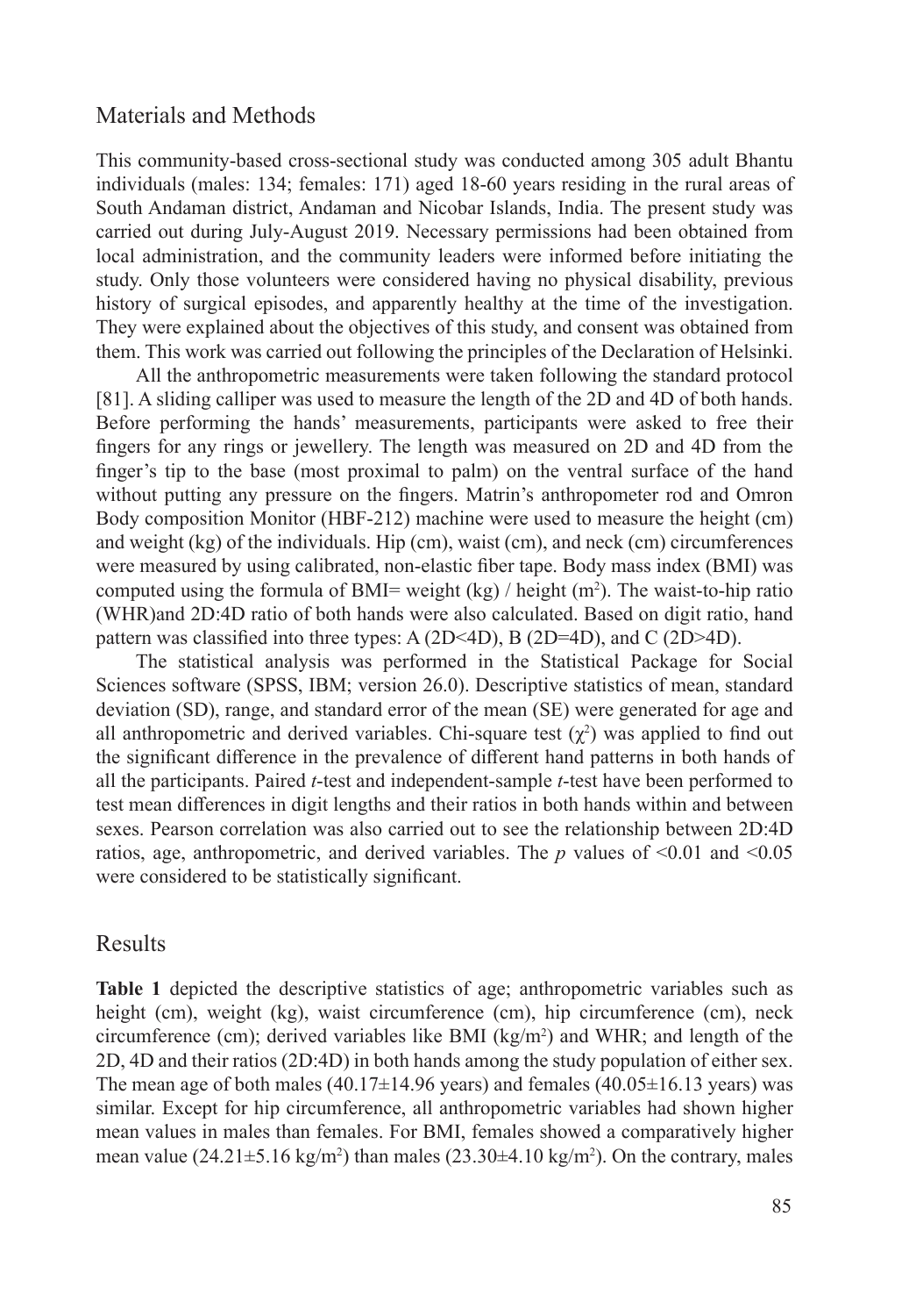## Materials and Methods

This community-based cross-sectional study was conducted among 305 adult Bhantu individuals (males: 134; females: 171) aged 18-60 years residing in the rural areas of South Andaman district, Andaman and Nicobar Islands, India. The present study was carried out during July-August 2019. Necessary permissions had been obtained from local administration, and the community leaders were informed before initiating the study. Only those volunteers were considered having no physical disability, previous history of surgical episodes, and apparently healthy at the time of the investigation. They were explained about the objectives of this study, and consent was obtained from them. This work was carried out following the principles of the Declaration of Helsinki.

All the anthropometric measurements were taken following the standard protocol [81]. A sliding calliper was used to measure the length of the 2D and 4D of both hands. Before performing the hands' measurements, participants were asked to free their fingers for any rings or jewellery. The length was measured on 2D and 4D from the finger's tip to the base (most proximal to palm) on the ventral surface of the hand without putting any pressure on the fingers. Matrin's anthropometer rod and Omron Body composition Monitor (HBF-212) machine were used to measure the height (cm) and weight (kg) of the individuals. Hip (cm), waist (cm), and neck (cm) circumferences were measured by using calibrated, non-elastic fiber tape. Body mass index (BMI) was computed using the formula of BMI= weight (kg) / height ($m^2$). The waist-to-hip ratio (WHR)and 2D:4D ratio of both hands were also calculated. Based on digit ratio, hand pattern was classified into three types: A (2D<4D), B (2D=4D), and C (2D>4D).

The statistical analysis was performed in the Statistical Package for Social Sciences software (SPSS, IBM; version 26.0). Descriptive statistics of mean, standard deviation (SD), range, and standard error of the mean (SE) were generated for age and all anthropometric and derived variables. Chi-square test ($\chi^2$) was applied to find out the significant difference in the prevalence of different hand patterns in both hands of all the participants. Paired *t*-test and independent-sample *t*-test have been performed to test mean differences in digit lengths and their ratios in both hands within and between sexes. Pearson correlation was also carried out to see the relationship between 2D:4D ratios, age, anthropometric, and derived variables. The $p$ values of $<0.01$ and $<0.05$ were considered to be statistically significant.

## Results

**Table 1** depicted the descriptive statistics of age; anthropometric variables such as height (cm), weight (kg), waist circumference (cm), hip circumference (cm), neck circumference (cm); derived variables like BMI (kg/$m^2$) and WHR; and length of the 2D, 4D and their ratios (2D:4D) in both hands among the study population of either sex. The mean age of both males (40.17±14.96 years) and females (40.05±16.13 years) was similar. Except for hip circumference, all anthropometric variables had shown higher mean values in males than females. For BMI, females showed a comparatively higher mean value (24.21±5.16 kg/$m^2$) than males (23.30±4.10 kg/$m^2$). On the contrary, males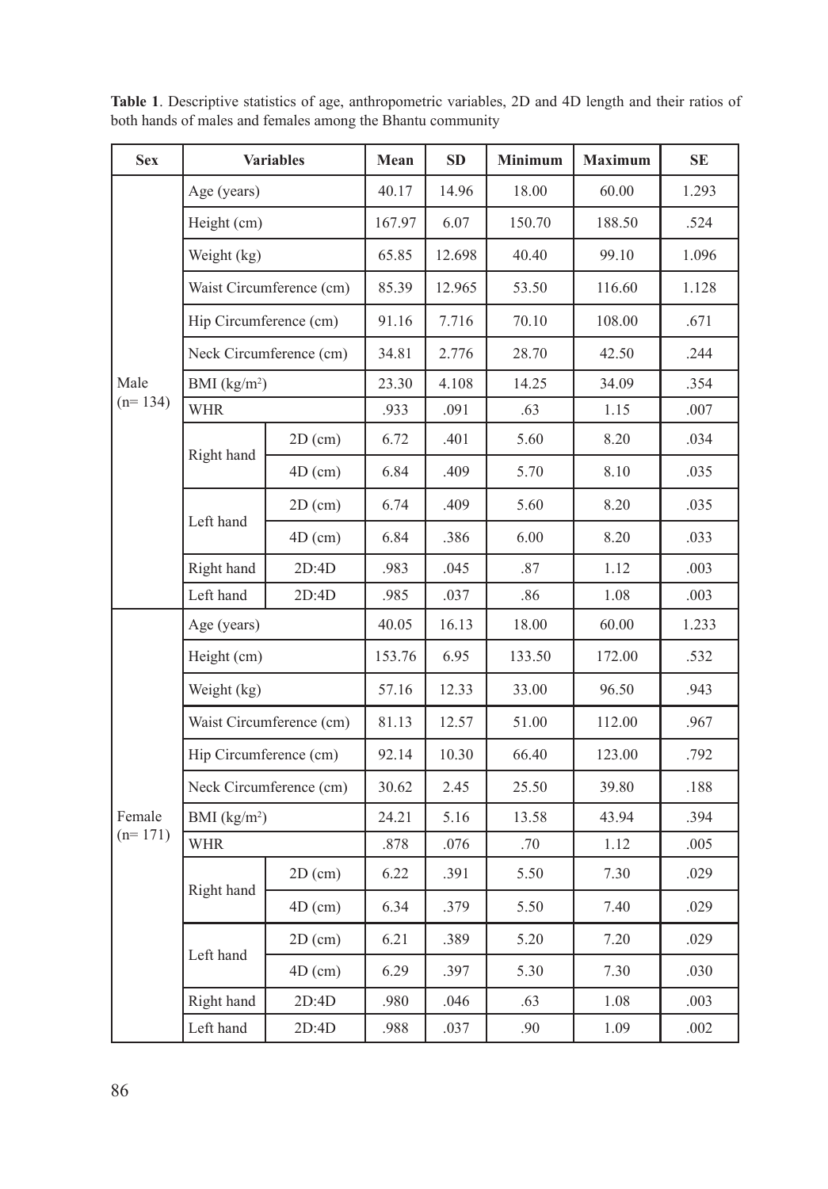**Table 1**. Descriptive statistics of age, anthropometric variables, 2D and 4D length and their ratios of both hands of males and females among the Bhantu community

| Sex | Variables | | Mean | SD | Minimum | Maximum | SE |
|---|---|---|---|---|---|---|---|
| Male (n= 134) | Age (years) | | 40.17 | 14.96 | 18.00 | 60.00 | 1.293 |
| | Height (cm) | | 167.97 | 6.07 | 150.70 | 188.50 | .524 |
| | Weight (kg) | | 65.85 | 12.698 | 40.40 | 99.10 | 1.096 |
| | Waist Circumference (cm) | | 85.39 | 12.965 | 53.50 | 116.60 | 1.128 |
| | Hip Circumference (cm) | | 91.16 | 7.716 | 70.10 | 108.00 | .671 |
| | Neck Circumference (cm) | | 34.81 | 2.776 | 28.70 | 42.50 | .244 |
| | BMI (kg/m$^2$) | | 23.30 | 4.108 | 14.25 | 34.09 | .354 |
| | WHR | | .933 | .091 | .63 | 1.15 | .007 |
| | Right hand | 2D (cm) | 6.72 | .401 | 5.60 | 8.20 | .034 |
| | | 4D (cm) | 6.84 | .409 | 5.70 | 8.10 | .035 |
| | Left hand | 2D (cm) | 6.74 | .409 | 5.60 | 8.20 | .035 |
| | | 4D (cm) | 6.84 | .386 | 6.00 | 8.20 | .033 |
| | Right hand | 2D:4D | .983 | .045 | .87 | 1.12 | .003 |
| | Left hand | 2D:4D | .985 | .037 | .86 | 1.08 | .003 |
| Female (n= 171) | Age (years) | | 40.05 | 16.13 | 18.00 | 60.00 | 1.233 |
| | Height (cm) | | 153.76 | 6.95 | 133.50 | 172.00 | .532 |
| | Weight (kg) | | 57.16 | 12.33 | 33.00 | 96.50 | .943 |
| | Waist Circumference (cm) | | 81.13 | 12.57 | 51.00 | 112.00 | .967 |
| | Hip Circumference (cm) | | 92.14 | 10.30 | 66.40 | 123.00 | .792 |
| | Neck Circumference (cm) | | 30.62 | 2.45 | 25.50 | 39.80 | .188 |
| | BMI (kg/m$^2$) | | 24.21 | 5.16 | 13.58 | 43.94 | .394 |
| | WHR | | .878 | .076 | .70 | 1.12 | .005 |
| | Right hand | 2D (cm) | 6.22 | .391 | 5.50 | 7.30 | .029 |
| | | 4D (cm) | 6.34 | .379 | 5.50 | 7.40 | .029 |
| | Left hand | 2D (cm) | 6.21 | .389 | 5.20 | 7.20 | .029 |
| | | 4D (cm) | 6.29 | .397 | 5.30 | 7.30 | .030 |
| | Right hand | 2D:4D | .980 | .046 | .63 | 1.08 | .003 |
| | Left hand | 2D:4D | .988 | .037 | .90 | 1.09 | .002 |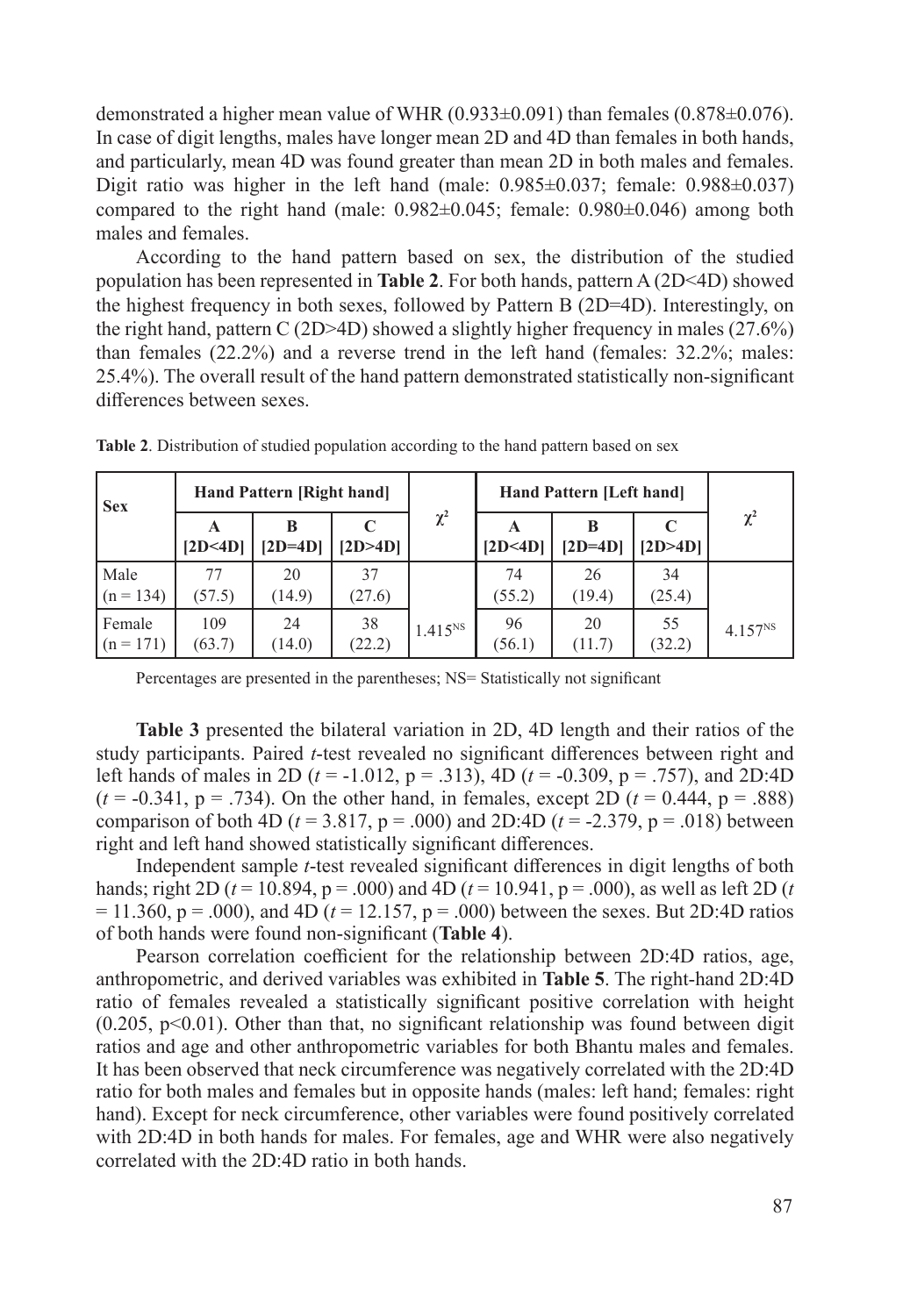demonstrated a higher mean value of WHR (0.933±0.091) than females (0.878±0.076). In case of digit lengths, males have longer mean 2D and 4D than females in both hands, and particularly, mean 4D was found greater than mean 2D in both males and females. Digit ratio was higher in the left hand (male: 0.985±0.037; female: 0.988±0.037) compared to the right hand (male: 0.982±0.045; female: 0.980±0.046) among both males and females.

According to the hand pattern based on sex, the distribution of the studied population has been represented in **Table 2**. For both hands, pattern A (2D<4D) showed the highest frequency in both sexes, followed by Pattern B (2D=4D). Interestingly, on the right hand, pattern C (2D>4D) showed a slightly higher frequency in males (27.6%) than females (22.2%) and a reverse trend in the left hand (females: 32.2%; males: 25.4%). The overall result of the hand pattern demonstrated statistically non-significant differences between sexes.

**Table 2**. Distribution of studied population according to the hand pattern based on sex

| Sex | Hand Pattern [Right hand] | | | $\chi^2$ | Hand Pattern [Left hand] | | | $\chi^2$ |
|---|---|---|---|---|---|---|---|---|
| | A [2D<4D] | B [2D=4D] | C [2D>4D] | | A [2D<4D] | B [2D=4D] | C [2D>4D] | |
| Male (n = 134) | 77 (57.5) | 20 (14.9) | 37 (27.6) | $1.415^{NS}$ | 74 (55.2) | 26 (19.4) | 34 (25.4) | $4.157^{NS}$ |
| Female (n = 171) | 109 (63.7) | 24 (14.0) | 38 (22.2) | | 96 (56.1) | 20 (11.7) | 55 (32.2) | |

Percentages are presented in the parentheses; NS= Statistically not significant

**Table 3** presented the bilateral variation in 2D, 4D length and their ratios of the study participants. Paired *t*-test revealed no significant differences between right and left hands of males in 2D ($t$ = -1.012, p = .313), 4D ($t$ = -0.309, p = .757), and 2D:4D ($t$ = -0.341, p = .734). On the other hand, in females, except 2D ($t$ = 0.444, p = .888) comparison of both 4D ($t$ = 3.817, p = .000) and 2D:4D ($t$ = -2.379, p = .018) between right and left hand showed statistically significant differences.

Independent sample *t*-test revealed significant differences in digit lengths of both hands; right 2D ($t$ = 10.894, p = .000) and 4D ($t$ = 10.941, p = .000), as well as left 2D ($t$ = 11.360, p = .000), and 4D ($t$ = 12.157, p = .000) between the sexes. But 2D:4D ratios of both hands were found non-significant (**Table 4**).

Pearson correlation coefficient for the relationship between 2D:4D ratios, age, anthropometric, and derived variables was exhibited in **Table 5**. The right-hand 2D:4D ratio of females revealed a statistically significant positive correlation with height (0.205, $p<0.01$). Other than that, no significant relationship was found between digit ratios and age and other anthropometric variables for both Bhantu males and females. It has been observed that neck circumference was negatively correlated with the 2D:4D ratio for both males and females but in opposite hands (males: left hand; females: right hand). Except for neck circumference, other variables were found positively correlated with 2D:4D in both hands for males. For females, age and WHR were also negatively correlated with the 2D:4D ratio in both hands.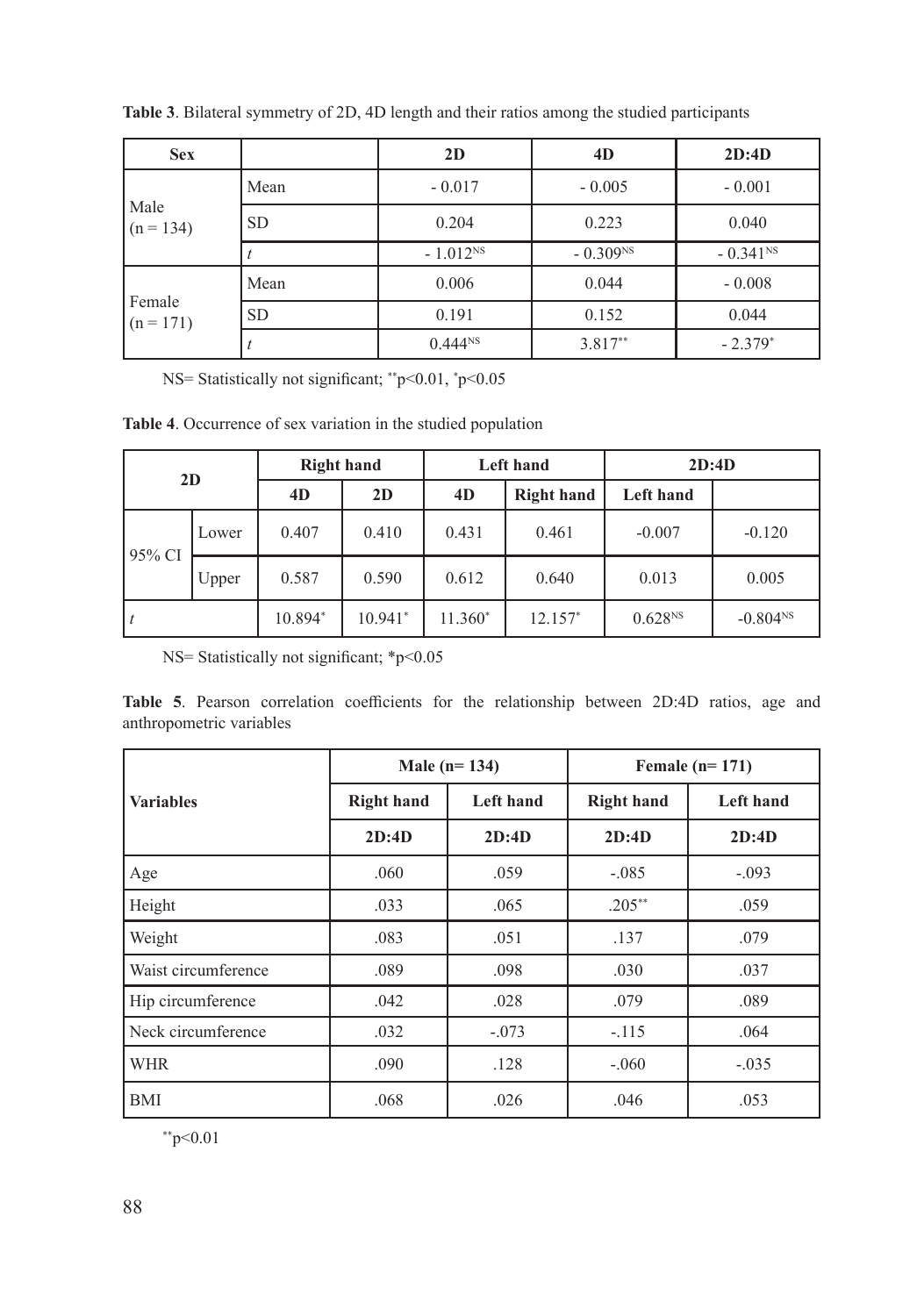**Table 3**. Bilateral symmetry of 2D, 4D length and their ratios among the studied participants

| Sex | | 2D | 4D | 2D:4D |
|---|---|---|---|---|
| Male (n = 134) | Mean | - 0.017 | - 0.005 | - 0.001 |
| | SD | 0.204 | 0.223 | 0.040 |
| | *t* | - 1.012$^{NS}$ | - 0.309$^{NS}$ | - 0.341$^{NS}$ |
| Female (n = 171) | Mean | 0.006 | 0.044 | - 0.008 |
| | SD | 0.191 | 0.152 | 0.044 |
| | *t* | 0.444$^{NS}$ | 3.817$^{**}$ | - 2.379$^{*}$ |

NS= Statistically not significant; $^{**}p<0.01$, $^{*}p<0.05$

**Table 4**. Occurrence of sex variation in the studied population

| 2D | | Right hand | | Left hand | | 2D:4D | |
|---|---|---|---|---|---|---|---|
| | | 4D | 2D | 4D | Right hand | Left hand | |
| 95% CI | Lower | 0.407 | 0.410 | 0.431 | 0.461 | -0.007 | -0.120 |
| | Upper | 0.587 | 0.590 | 0.612 | 0.640 | 0.013 | 0.005 |
| *t* | | 10.894$^{*}$ | 10.941$^{*}$ | 11.360$^{*}$ | 12.157$^{*}$ | 0.628$^{NS}$ | -0.804$^{NS}$ |

NS= Statistically not significant; $^{*}p<0.05$

**Table 5**. Pearson correlation coefficients for the relationship between 2D:4D ratios, age and anthropometric variables

| Variables | Male (n= 134) | | Female (n= 171) | |
|---|---|---|---|---|
| | Right hand | Left hand | Right hand | Left hand |
| | 2D:4D | 2D:4D | 2D:4D | 2D:4D |
| Age | .060 | .059 | -.085 | -.093 |
| Height | .033 | .065 | .205$^{**}$ | .059 |
| Weight | .083 | .051 | .137 | .079 |
| Waist circumference | .089 | .098 | .030 | .037 |
| Hip circumference | .042 | .028 | .079 | .089 |
| Neck circumference | .032 | -.073 | -.115 | .064 |
| WHR | .090 | .128 | -.060 | -.035 |
| BMI | .068 | .026 | .046 | .053 |

$^{**}p<0.01$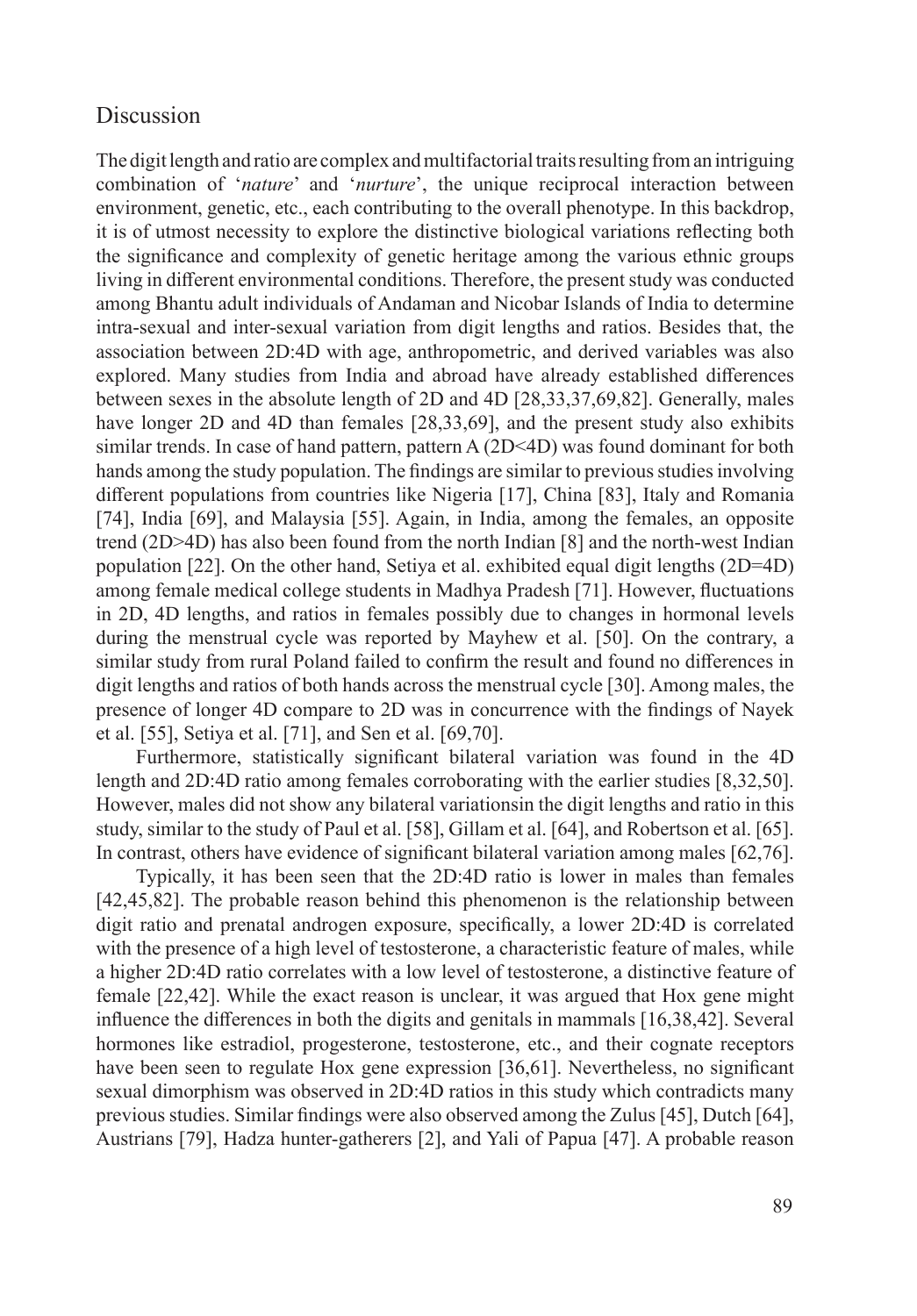## Discussion

The digit length and ratio are complex and multifactorial traits resulting from an intriguing combination of '*nature*' and '*nurture*', the unique reciprocal interaction between environment, genetic, etc., each contributing to the overall phenotype. In this backdrop, it is of utmost necessity to explore the distinctive biological variations reflecting both the significance and complexity of genetic heritage among the various ethnic groups living in different environmental conditions. Therefore, the present study was conducted among Bhantu adult individuals of Andaman and Nicobar Islands of India to determine intra-sexual and inter-sexual variation from digit lengths and ratios. Besides that, the association between 2D:4D with age, anthropometric, and derived variables was also explored. Many studies from India and abroad have already established differences between sexes in the absolute length of 2D and 4D [28,33,37,69,82]. Generally, males have longer 2D and 4D than females [28,33,69], and the present study also exhibits similar trends. In case of hand pattern, pattern A (2D<4D) was found dominant for both hands among the study population. The findings are similar to previous studies involving different populations from countries like Nigeria [17], China [83], Italy and Romania [74], India [69], and Malaysia [55]. Again, in India, among the females, an opposite trend (2D>4D) has also been found from the north Indian [8] and the north-west Indian population [22]. On the other hand, Setiya et al. exhibited equal digit lengths (2D=4D) among female medical college students in Madhya Pradesh [71]. However, fluctuations in 2D, 4D lengths, and ratios in females possibly due to changes in hormonal levels during the menstrual cycle was reported by Mayhew et al. [50]. On the contrary, a similar study from rural Poland failed to confirm the result and found no differences in digit lengths and ratios of both hands across the menstrual cycle [30]. Among males, the presence of longer 4D compare to 2D was in concurrence with the findings of Nayek et al. [55], Setiya et al. [71], and Sen et al. [69,70].

Furthermore, statistically significant bilateral variation was found in the 4D length and 2D:4D ratio among females corroborating with the earlier studies [8,32,50]. However, males did not show any bilateral variationsin the digit lengths and ratio in this study, similar to the study of Paul et al. [58], Gillam et al. [64], and Robertson et al. [65]. In contrast, others have evidence of significant bilateral variation among males [62,76].

Typically, it has been seen that the 2D:4D ratio is lower in males than females [42,45,82]. The probable reason behind this phenomenon is the relationship between digit ratio and prenatal androgen exposure, specifically, a lower 2D:4D is correlated with the presence of a high level of testosterone, a characteristic feature of males, while a higher 2D:4D ratio correlates with a low level of testosterone, a distinctive feature of female [22,42]. While the exact reason is unclear, it was argued that Hox gene might influence the differences in both the digits and genitals in mammals [16,38,42]. Several hormones like estradiol, progesterone, testosterone, etc., and their cognate receptors have been seen to regulate Hox gene expression [36,61]. Nevertheless, no significant sexual dimorphism was observed in 2D:4D ratios in this study which contradicts many previous studies. Similar findings were also observed among the Zulus [45], Dutch [64], Austrians [79], Hadza hunter-gatherers [2], and Yali of Papua [47]. A probable reason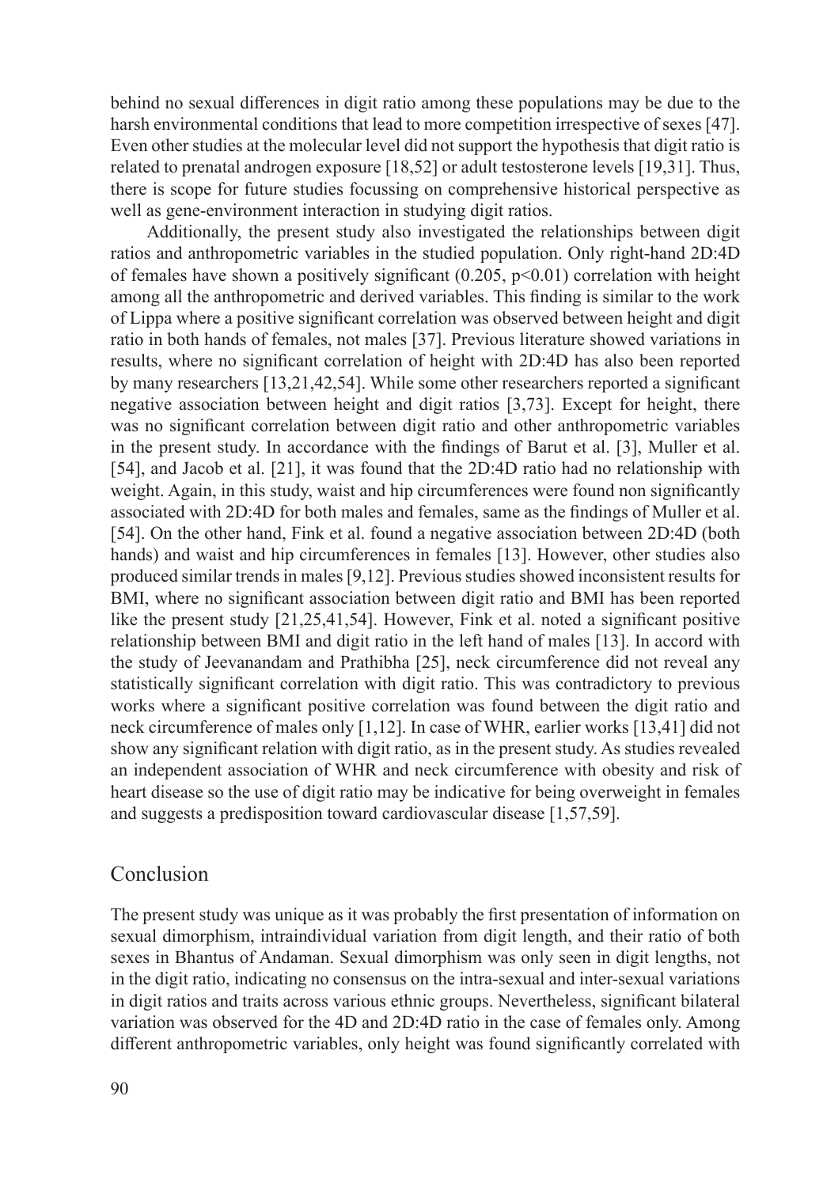behind no sexual differences in digit ratio among these populations may be due to the harsh environmental conditions that lead to more competition irrespective of sexes [47]. Even other studies at the molecular level did not support the hypothesis that digit ratio is related to prenatal androgen exposure [18,52] or adult testosterone levels [19,31]. Thus, there is scope for future studies focussing on comprehensive historical perspective as well as gene-environment interaction in studying digit ratios.

Additionally, the present study also investigated the relationships between digit ratios and anthropometric variables in the studied population. Only right-hand 2D:4D of females have shown a positively significant (0.205, $p<0.01$) correlation with height among all the anthropometric and derived variables. This finding is similar to the work of Lippa where a positive significant correlation was observed between height and digit ratio in both hands of females, not males [37]. Previous literature showed variations in results, where no significant correlation of height with 2D:4D has also been reported by many researchers [13,21,42,54]. While some other researchers reported a significant negative association between height and digit ratios [3,73]. Except for height, there was no significant correlation between digit ratio and other anthropometric variables in the present study. In accordance with the findings of Barut et al. [3], Muller et al. [54], and Jacob et al. [21], it was found that the 2D:4D ratio had no relationship with weight. Again, in this study, waist and hip circumferences were found non significantly associated with 2D:4D for both males and females, same as the findings of Muller et al. [54]. On the other hand, Fink et al. found a negative association between 2D:4D (both hands) and waist and hip circumferences in females [13]. However, other studies also produced similar trends in males [9,12]. Previous studies showed inconsistent results for BMI, where no significant association between digit ratio and BMI has been reported like the present study [21,25,41,54]. However, Fink et al. noted a significant positive relationship between BMI and digit ratio in the left hand of males [13]. In accord with the study of Jeevanandam and Prathibha [25], neck circumference did not reveal any statistically significant correlation with digit ratio. This was contradictory to previous works where a significant positive correlation was found between the digit ratio and neck circumference of males only [1,12]. In case of WHR, earlier works [13,41] did not show any significant relation with digit ratio, as in the present study. As studies revealed an independent association of WHR and neck circumference with obesity and risk of heart disease so the use of digit ratio may be indicative for being overweight in females and suggests a predisposition toward cardiovascular disease [1,57,59].

## Conclusion

The present study was unique as it was probably the first presentation of information on sexual dimorphism, intraindividual variation from digit length, and their ratio of both sexes in Bhantus of Andaman. Sexual dimorphism was only seen in digit lengths, not in the digit ratio, indicating no consensus on the intra-sexual and inter-sexual variations in digit ratios and traits across various ethnic groups. Nevertheless, significant bilateral variation was observed for the 4D and 2D:4D ratio in the case of females only. Among different anthropometric variables, only height was found significantly correlated with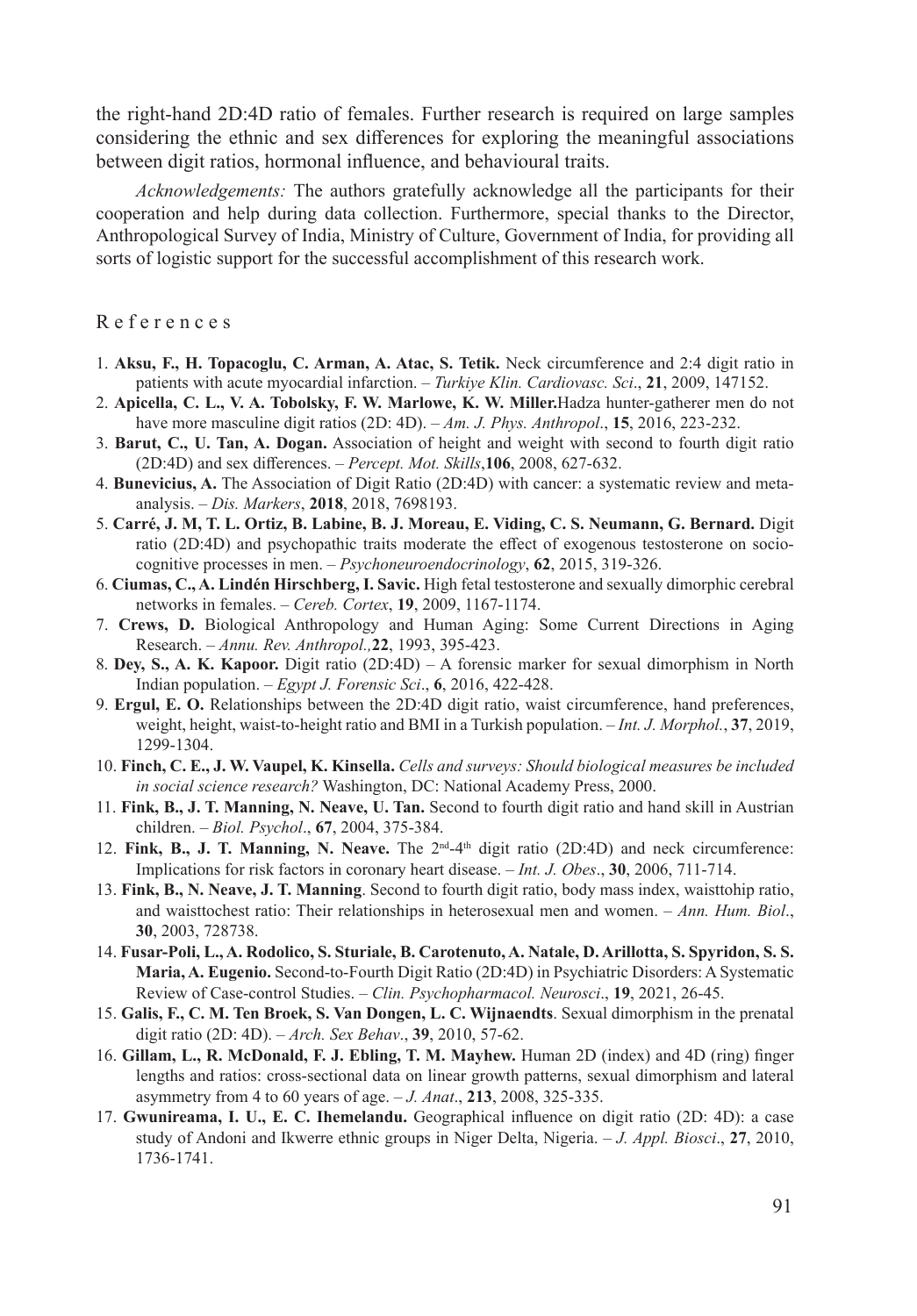the right-hand 2D:4D ratio of females. Further research is required on large samples considering the ethnic and sex differences for exploring the meaningful associations between digit ratios, hormonal influence, and behavioural traits.

*Acknowledgements:* The authors gratefully acknowledge all the participants for their cooperation and help during data collection. Furthermore, special thanks to the Director, Anthropological Survey of India, Ministry of Culture, Government of India, for providing all sorts of logistic support for the successful accomplishment of this research work.

## References

1. **Aksu, F., H. Topacoglu, C. Arman, A. Atac, S. Tetik.** Neck circumference and 2:4 digit ratio in patients with acute myocardial infarction. – *Turkiye Klin. Cardiovasc. Sci*., **21**, 2009, 147152.
2. **Apicella, C. L., V. A. Tobolsky, F. W. Marlowe, K. W. Miller.**Hadza hunter-gatherer men do not have more masculine digit ratios (2D: 4D). – *Am. J. Phys. Anthropol*., **15**, 2016, 223-232.
3. **Barut, C., U. Tan, A. Dogan.** Association of height and weight with second to fourth digit ratio (2D:4D) and sex differences. – *Percept. Mot. Skills*,**106**, 2008, 627-632.
4. **Bunevicius, A.** The Association of Digit Ratio (2D:4D) with cancer: a systematic review and meta-analysis. – *Dis. Markers*, **2018**, 2018, 7698193.
5. **Carré, J. M, T. L. Ortiz, B. Labine, B. J. Moreau, E. Viding, C. S. Neumann, G. Bernard.** Digit ratio (2D:4D) and psychopathic traits moderate the effect of exogenous testosterone on socio-cognitive processes in men. – *Psychoneuroendocrinology*, **62**, 2015, 319-326.
6. **Ciumas, C., A. Lindén Hirschberg, I. Savic.** High fetal testosterone and sexually dimorphic cerebral networks in females. – *Cereb. Cortex*, **19**, 2009, 1167-1174.
7. **Crews, D.** Biological Anthropology and Human Aging: Some Current Directions in Aging Research. – *Annu. Rev. Anthropol.,***22**, 1993, 395-423.
8. **Dey, S., A. K. Kapoor.** Digit ratio (2D:4D) – A forensic marker for sexual dimorphism in North Indian population. – *Egypt J. Forensic Sci*., **6**, 2016, 422-428.
9. **Ergul, E. O.** Relationships between the 2D:4D digit ratio, waist circumference, hand preferences, weight, height, waist-to-height ratio and BMI in a Turkish population. – *Int. J. Morphol.*, **37**, 2019, 1299-1304.
10. **Finch, C. E., J. W. Vaupel, K. Kinsella.** *Cells and surveys: Should biological measures be included in social science research?* Washington, DC: National Academy Press, 2000.
11. **Fink, B., J. T. Manning, N. Neave, U. Tan.** Second to fourth digit ratio and hand skill in Austrian children. – *Biol. Psychol*., **67**, 2004, 375-384.
12. **Fink, B., J. T. Manning, N. Neave.** The 2nd-4th digit ratio (2D:4D) and neck circumference: Implications for risk factors in coronary heart disease. – *Int. J. Obes*., **30**, 2006, 711-714.
13. **Fink, B., N. Neave, J. T. Manning**. Second to fourth digit ratio, body mass index, waisttohip ratio, and waisttochest ratio: Their relationships in heterosexual men and women. – *Ann. Hum. Biol*., **30**, 2003, 728738.
14. **Fusar-Poli, L., A. Rodolico, S. Sturiale, B. Carotenuto, A. Natale, D. Arillotta, S. Spyridon, S. S. Maria, A. Eugenio.** Second-to-Fourth Digit Ratio (2D:4D) in Psychiatric Disorders: A Systematic Review of Case-control Studies. – *Clin. Psychopharmacol. Neurosci*., **19**, 2021, 26-45.
15. **Galis, F., C. M. Ten Broek, S. Van Dongen, L. C. Wijnaendts**. Sexual dimorphism in the prenatal digit ratio (2D: 4D). – *Arch. Sex Behav*., **39**, 2010, 57-62.
16. **Gillam, L., R. McDonald, F. J. Ebling, T. M. Mayhew.** Human 2D (index) and 4D (ring) finger lengths and ratios: cross-sectional data on linear growth patterns, sexual dimorphism and lateral asymmetry from 4 to 60 years of age. – *J. Anat*., **213**, 2008, 325-335.
17. **Gwunireama, I. U., E. C. Ihemelandu.** Geographical influence on digit ratio (2D: 4D): a case study of Andoni and Ikwerre ethnic groups in Niger Delta, Nigeria. – *J. Appl. Biosci*., **27**, 2010, 1736-1741.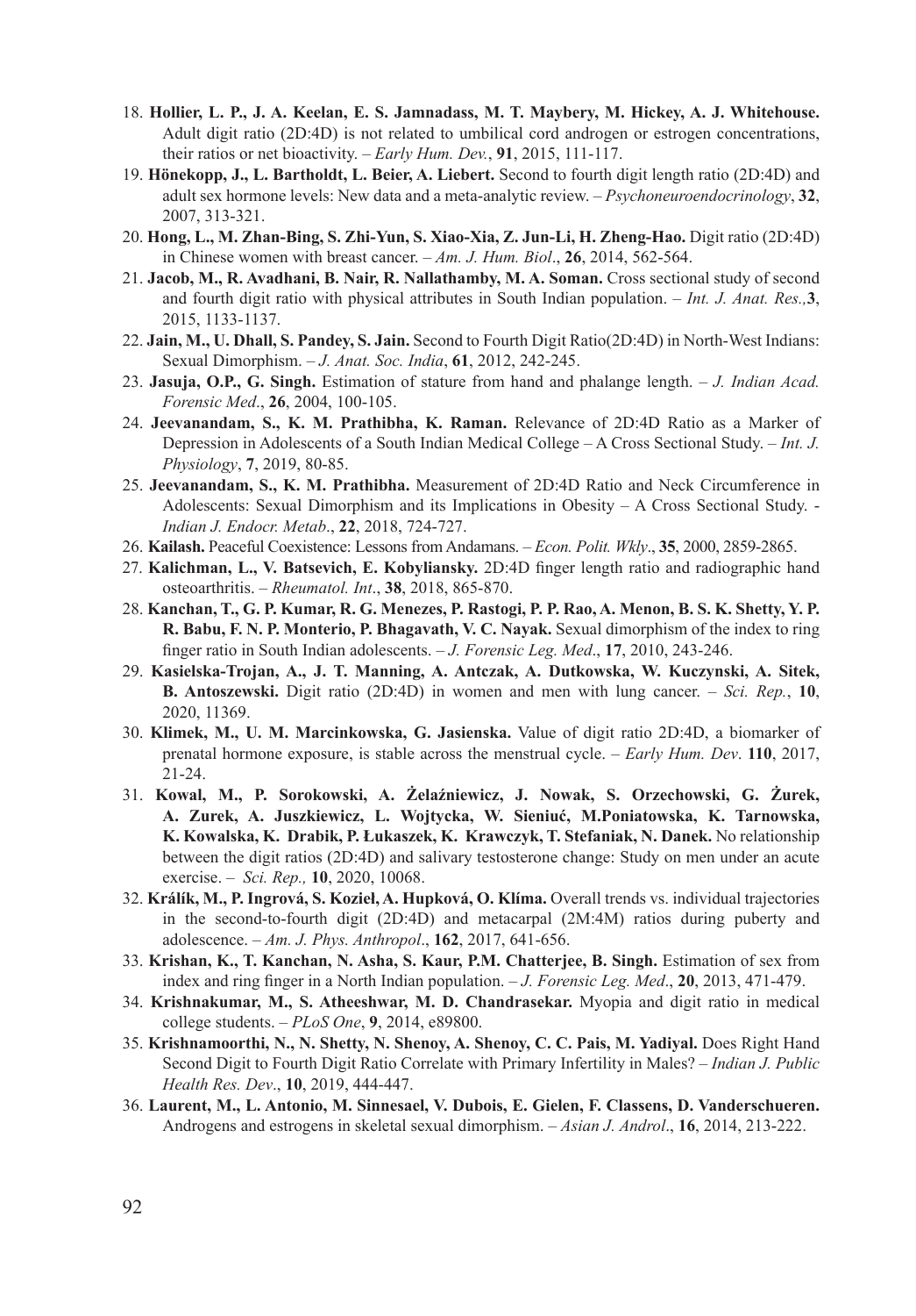18. **Hollier, L. P., J. A. Keelan, E. S. Jamnadass, M. T. Maybery, M. Hickey, A. J. Whitehouse.** Adult digit ratio (2D:4D) is not related to umbilical cord androgen or estrogen concentrations, their ratios or net bioactivity. – *Early Hum. Dev.*, **91**, 2015, 111-117.
19. **Hönekopp, J., L. Bartholdt, L. Beier, A. Liebert.** Second to fourth digit length ratio (2D:4D) and adult sex hormone levels: New data and a meta-analytic review. – *Psychoneuroendocrinology*, **32**, 2007, 313-321.
20. **Hong, L., M. Zhan-Bing, S. Zhi-Yun, S. Xiao-Xia, Z. Jun-Li, H. Zheng-Hao.** Digit ratio (2D:4D) in Chinese women with breast cancer. – *Am. J. Hum. Biol*., **26**, 2014, 562-564.
21. **Jacob, M., R. Avadhani, B. Nair, R. Nallathamby, M. A. Soman.** Cross sectional study of second and fourth digit ratio with physical attributes in South Indian population. – *Int. J. Anat. Res.,* **3**, 2015, 1133-1137.
22. **Jain, M., U. Dhall, S. Pandey, S. Jain.** Second to Fourth Digit Ratio(2D:4D) in North-West Indians: Sexual Dimorphism. – *J. Anat. Soc. India*, **61**, 2012, 242-245.
23. **Jasuja, O.P., G. Singh.** Estimation of stature from hand and phalange length. – *J. Indian Acad. Forensic Med*., **26**, 2004, 100-105.
24. **Jeevanandam, S., K. M. Prathibha, K. Raman.** Relevance of 2D:4D Ratio as a Marker of Depression in Adolescents of a South Indian Medical College – A Cross Sectional Study. – *Int. J. Physiology*, **7**, 2019, 80-85.
25. **Jeevanandam, S., K. M. Prathibha.** Measurement of 2D:4D Ratio and Neck Circumference in Adolescents: Sexual Dimorphism and its Implications in Obesity – A Cross Sectional Study. - *Indian J. Endocr. Metab*., **22**, 2018, 724-727.
26. **Kailash.** Peaceful Coexistence: Lessons from Andamans. – *Econ. Polit. Wkly*., **35**, 2000, 2859-2865.
27. **Kalichman, L., V. Batsevich, E. Kobyliansky.** 2D:4D finger length ratio and radiographic hand osteoarthritis. – *Rheumatol. Int*., **38**, 2018, 865-870.
28. **Kanchan, T., G. P. Kumar, R. G. Menezes, P. Rastogi, P. P. Rao, A. Menon, B. S. K. Shetty, Y. P. R. Babu, F. N. P. Monterio, P. Bhagavath, V. C. Nayak.** Sexual dimorphism of the index to ring finger ratio in South Indian adolescents. – *J. Forensic Leg. Med*., **17**, 2010, 243-246.
29. **Kasielska-Trojan, A., J. T. Manning, A. Antczak, A. Dutkowska, W. Kuczynski, A. Sitek, B. Antoszewski.** Digit ratio (2D:4D) in women and men with lung cancer. – *Sci. Rep.*, **10**, 2020, 11369.
30. **Klimek, M., U. M. Marcinkowska, G. Jasienska.** Value of digit ratio 2D:4D, a biomarker of prenatal hormone exposure, is stable across the menstrual cycle. – *Early Hum. Dev*. **110**, 2017, 21-24.
31. **Kowal, M., P. Sorokowski, A. Żelaźniewicz, J. Nowak, S. Orzechowski, G. Żurek, A. Zurek, A. Juszkiewicz, L. Wojtycka, W. Sieniuć, M.Poniatowska, K. Tarnowska, K. Kowalska, K. Drabik, P. Łukaszek, K. Krawczyk, T. Stefaniak, N. Danek.** No relationship between the digit ratios (2D:4D) and salivary testosterone change: Study on men under an acute exercise. – *Sci. Rep.,* **10**, 2020, 10068.
32. **Králík, M., P. Ingrová, S. Kozieł, A. Hupková, O. Klíma.** Overall trends vs. individual trajectories in the second-to-fourth digit (2D:4D) and metacarpal (2M:4M) ratios during puberty and adolescence. – *Am. J. Phys. Anthropol*., **162**, 2017, 641-656.
33. **Krishan, K., T. Kanchan, N. Asha, S. Kaur, P.M. Chatterjee, B. Singh.** Estimation of sex from index and ring finger in a North Indian population. – *J. Forensic Leg. Med*., **20**, 2013, 471-479.
34. **Krishnakumar, M., S. Atheeshwar, M. D. Chandrasekar.** Myopia and digit ratio in medical college students. – *PLoS One*, **9**, 2014, e89800.
35. **Krishnamoorthi, N., N. Shetty, N. Shenoy, A. Shenoy, C. C. Pais, M. Yadiyal.** Does Right Hand Second Digit to Fourth Digit Ratio Correlate with Primary Infertility in Males? – *Indian J. Public Health Res. Dev*., **10**, 2019, 444-447.
36. **Laurent, M., L. Antonio, M. Sinnesael, V. Dubois, E. Gielen, F. Classens, D. Vanderschueren.** Androgens and estrogens in skeletal sexual dimorphism. – *Asian J. Androl*., **16**, 2014, 213-222.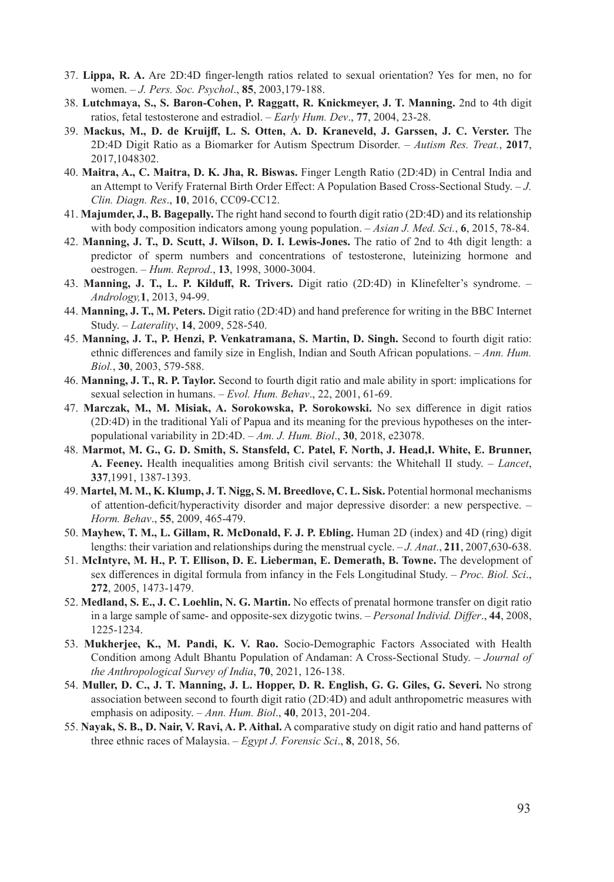37. **Lippa, R. A.** Are 2D:4D finger-length ratios related to sexual orientation? Yes for men, no for women. – *J. Pers. Soc. Psychol*., **85**, 2003,179-188.
38. **Lutchmaya, S., S. Baron-Cohen, P. Raggatt, R. Knickmeyer, J. T. Manning.** 2nd to 4th digit ratios, fetal testosterone and estradiol. – *Early Hum. Dev*., **77**, 2004, 23-28.
39. **Mackus, M., D. de Kruijff, L. S. Otten, A. D. Kraneveld, J. Garssen, J. C. Verster.** The 2D:4D Digit Ratio as a Biomarker for Autism Spectrum Disorder. – *Autism Res. Treat.*, **2017**, 2017,1048302.
40. **Maitra, A., C. Maitra, D. K. Jha, R. Biswas.** Finger Length Ratio (2D:4D) in Central India and an Attempt to Verify Fraternal Birth Order Effect: A Population Based Cross-Sectional Study. – *J. Clin. Diagn. Res*., **10**, 2016, CC09-CC12.
41. **Majumder, J., B. Bagepally.** The right hand second to fourth digit ratio (2D:4D) and its relationship with body composition indicators among young population. – *Asian J. Med. Sci.*, **6**, 2015, 78-84.
42. **Manning, J. T., D. Scutt, J. Wilson, D. I. Lewis-Jones.** The ratio of 2nd to 4th digit length: a predictor of sperm numbers and concentrations of testosterone, luteinizing hormone and oestrogen. – *Hum. Reprod*., **13**, 1998, 3000-3004.
43. **Manning, J. T., L. P. Kilduff, R. Trivers.** Digit ratio (2D:4D) in Klinefelter's syndrome. – *Andrology,***1**, 2013, 94-99.
44. **Manning, J. T., M. Peters.** Digit ratio (2D:4D) and hand preference for writing in the BBC Internet Study. – *Laterality*, **14**, 2009, 528-540.
45. **Manning, J. T., P. Henzi, P. Venkatramana, S. Martin, D. Singh.** Second to fourth digit ratio: ethnic differences and family size in English, Indian and South African populations. – *Ann. Hum. Biol.*, **30**, 2003, 579-588.
46. **Manning, J. T., R. P. Taylor.** Second to fourth digit ratio and male ability in sport: implications for sexual selection in humans. – *Evol. Hum. Behav*., 22, 2001, 61-69.
47. **Marczak, M., M. Misiak, A. Sorokowska, P. Sorokowski.** No sex difference in digit ratios (2D:4D) in the traditional Yali of Papua and its meaning for the previous hypotheses on the inter-populational variability in 2D:4D. – *Am. J. Hum. Biol*., **30**, 2018, e23078.
48. **Marmot, M. G., G. D. Smith, S. Stansfeld, C. Patel, F. North, J. Head,I. White, E. Brunner, A. Feeney.** Health inequalities among British civil servants: the Whitehall II study. – *Lancet*, **337**,1991, 1387-1393.
49. **Martel, M. M., K. Klump, J. T. Nigg, S. M. Breedlove, C. L. Sisk.** Potential hormonal mechanisms of attention-deficit/hyperactivity disorder and major depressive disorder: a new perspective. – *Horm. Behav*., **55**, 2009, 465-479.
50. **Mayhew, T. M., L. Gillam, R. McDonald, F. J. P. Ebling.** Human 2D (index) and 4D (ring) digit lengths: their variation and relationships during the menstrual cycle. – *J. Anat*., **211**, 2007,630-638.
51. **McIntyre, M. H., P. T. Ellison, D. E. Lieberman, E. Demerath, B. Towne.** The development of sex differences in digital formula from infancy in the Fels Longitudinal Study. – *Proc. Biol. Sci*., **272**, 2005, 1473-1479.
52. **Medland, S. E., J. C. Loehlin, N. G. Martin.** No effects of prenatal hormone transfer on digit ratio in a large sample of same- and opposite-sex dizygotic twins. – *Personal Individ. Differ*., **44**, 2008, 1225-1234.
53. **Mukherjee, K., M. Pandi, K. V. Rao.** Socio-Demographic Factors Associated with Health Condition among Adult Bhantu Population of Andaman: A Cross-Sectional Study. – *Journal of the Anthropological Survey of India*, **70**, 2021, 126-138.
54. **Muller, D. C., J. T. Manning, J. L. Hopper, D. R. English, G. G. Giles, G. Severi.** No strong association between second to fourth digit ratio (2D:4D) and adult anthropometric measures with emphasis on adiposity. – *Ann. Hum. Biol*., **40**, 2013, 201-204.
55. **Nayak, S. B., D. Nair, V. Ravi, A. P. Aithal.** A comparative study on digit ratio and hand patterns of three ethnic races of Malaysia. – *Egypt J. Forensic Sci*., **8**, 2018, 56.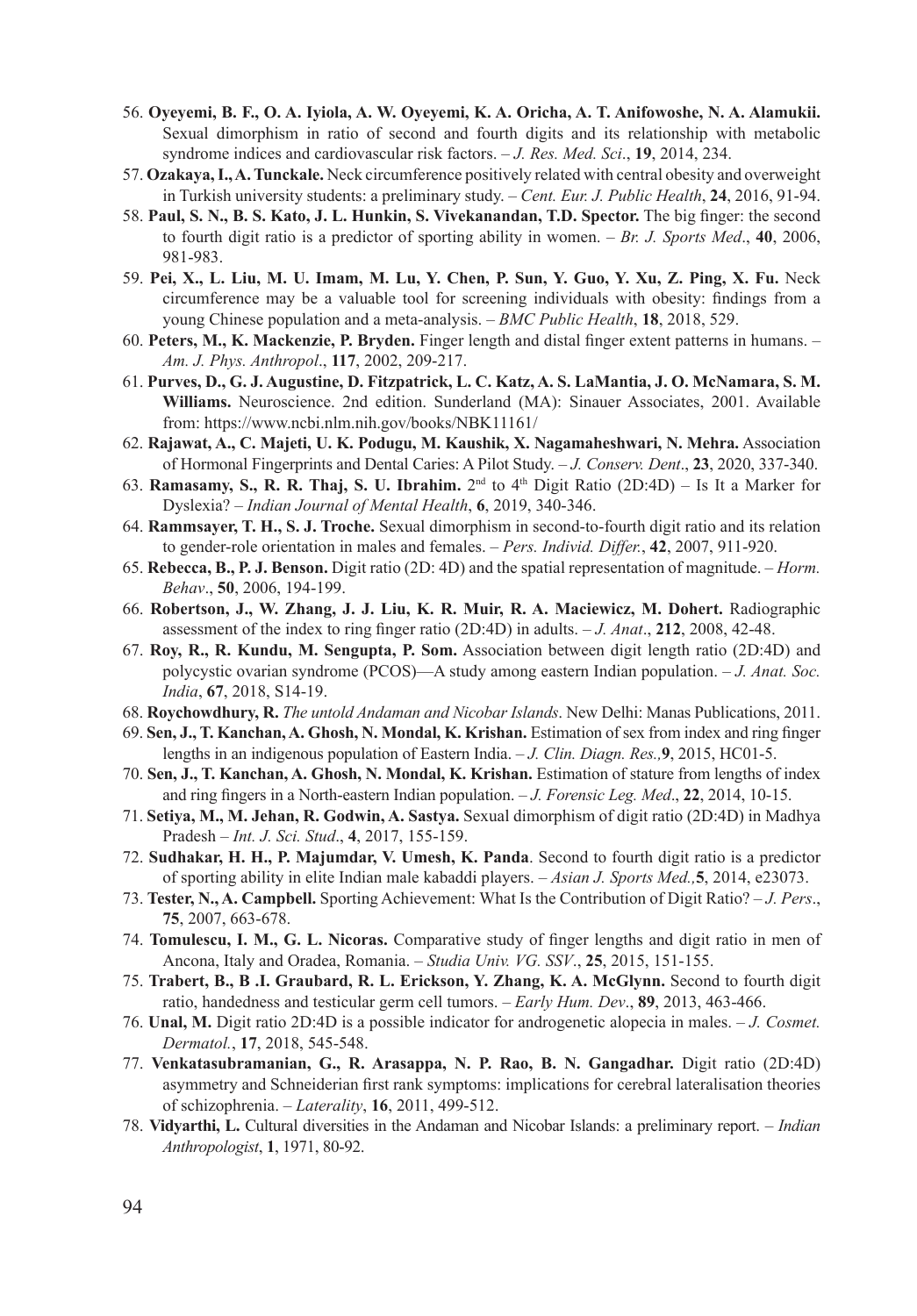56. **Oyeyemi, B. F., O. A. Iyiola, A. W. Oyeyemi, K. A. Oricha, A. T. Anifowoshe, N. A. Alamukii.** Sexual dimorphism in ratio of second and fourth digits and its relationship with metabolic syndrome indices and cardiovascular risk factors. – *J. Res. Med. Sci*., **19**, 2014, 234.
57. **Ozakaya, I., A. Tunckale.** Neck circumference positively related with central obesity and overweight in Turkish university students: a preliminary study. – *Cent. Eur. J. Public Health*, **24**, 2016, 91-94.
58. **Paul, S. N., B. S. Kato, J. L. Hunkin, S. Vivekanandan, T.D. Spector.** The big finger: the second to fourth digit ratio is a predictor of sporting ability in women. – *Br. J. Sports Med*., **40**, 2006, 981-983.
59. **Pei, X., L. Liu, M. U. Imam, M. Lu, Y. Chen, P. Sun, Y. Guo, Y. Xu, Z. Ping, X. Fu.** Neck circumference may be a valuable tool for screening individuals with obesity: findings from a young Chinese population and a meta-analysis. – *BMC Public Health*, **18**, 2018, 529.
60. **Peters, M., K. Mackenzie, P. Bryden.** Finger length and distal finger extent patterns in humans. – *Am. J. Phys. Anthropol*., **117**, 2002, 209-217.
61. **Purves, D., G. J. Augustine, D. Fitzpatrick, L. C. Katz, A. S. LaMantia, J. O. McNamara, S. M. Williams.** Neuroscience. 2nd edition. Sunderland (MA): Sinauer Associates, 2001. Available from: https://www.ncbi.nlm.nih.gov/books/NBK11161/
62. **Rajawat, A., C. Majeti, U. K. Podugu, M. Kaushik, X. Nagamaheshwari, N. Mehra.** Association of Hormonal Fingerprints and Dental Caries: A Pilot Study. – *J. Conserv. Dent*., **23**, 2020, 337-340.
63. **Ramasamy, S., R. R. Thaj, S. U. Ibrahim.** 2nd to 4th Digit Ratio (2D:4D) – Is It a Marker for Dyslexia? – *Indian Journal of Mental Health*, **6**, 2019, 340-346.
64. **Rammsayer, T. H., S. J. Troche.** Sexual dimorphism in second-to-fourth digit ratio and its relation to gender-role orientation in males and females. – *Pers. Individ. Differ.*, **42**, 2007, 911-920.
65. **Rebecca, B., P. J. Benson.** Digit ratio (2D: 4D) and the spatial representation of magnitude. – *Horm. Behav*., **50**, 2006, 194-199.
66. **Robertson, J., W. Zhang, J. J. Liu, K. R. Muir, R. A. Maciewicz, M. Dohert.** Radiographic assessment of the index to ring finger ratio (2D:4D) in adults. – *J. Anat*., **212**, 2008, 42-48.
67. **Roy, R., R. Kundu, M. Sengupta, P. Som.** Association between digit length ratio (2D:4D) and polycystic ovarian syndrome (PCOS)—A study among eastern Indian population. – *J. Anat. Soc. India*, **67**, 2018, S14-19.
68. **Roychowdhury, R.** *The untold Andaman and Nicobar Islands*. New Delhi: Manas Publications, 2011.
69. **Sen, J., T. Kanchan, A. Ghosh, N. Mondal, K. Krishan.** Estimation of sex from index and ring finger lengths in an indigenous population of Eastern India. – *J. Clin. Diagn. Res.,* **9**, 2015, HC01-5.
70. **Sen, J., T. Kanchan, A. Ghosh, N. Mondal, K. Krishan.** Estimation of stature from lengths of index and ring fingers in a North-eastern Indian population. – *J. Forensic Leg. Med*., **22**, 2014, 10-15.
71. **Setiya, M., M. Jehan, R. Godwin, A. Sastya.** Sexual dimorphism of digit ratio (2D:4D) in Madhya Pradesh – *Int. J. Sci. Stud*., **4**, 2017, 155-159.
72. **Sudhakar, H. H., P. Majumdar, V. Umesh, K. Panda**. Second to fourth digit ratio is a predictor of sporting ability in elite Indian male kabaddi players. – *Asian J. Sports Med.,* **5**, 2014, e23073.
73. **Tester, N., A. Campbell.** Sporting Achievement: What Is the Contribution of Digit Ratio? – *J. Pers*., **75**, 2007, 663-678.
74. **Tomulescu, I. M., G. L. Nicoras.** Comparative study of finger lengths and digit ratio in men of Ancona, Italy and Oradea, Romania. – *Studia Univ. VG. SSV*., **25**, 2015, 151-155.
75. **Trabert, B., B .I. Graubard, R. L. Erickson, Y. Zhang, K. A. McGlynn.** Second to fourth digit ratio, handedness and testicular germ cell tumors. – *Early Hum. Dev*., **89**, 2013, 463-466.
76. **Unal, M.** Digit ratio 2D:4D is a possible indicator for androgenetic alopecia in males. – *J. Cosmet. Dermatol.*, **17**, 2018, 545-548.
77. **Venkatasubramanian, G., R. Arasappa, N. P. Rao, B. N. Gangadhar.** Digit ratio (2D:4D) asymmetry and Schneiderian first rank symptoms: implications for cerebral lateralisation theories of schizophrenia. – *Laterality*, **16**, 2011, 499-512.
78. **Vidyarthi, L.** Cultural diversities in the Andaman and Nicobar Islands: a preliminary report. – *Indian Anthropologist*, **1**, 1971, 80-92.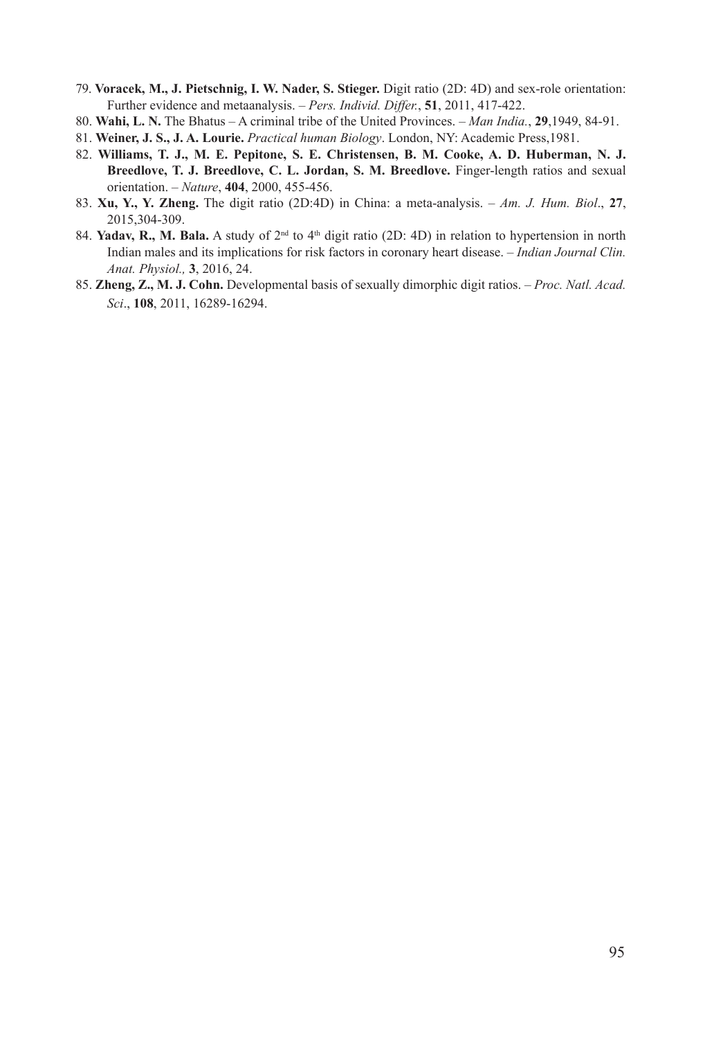79. **Voracek, M., J. Pietschnig, I. W. Nader, S. Stieger.** Digit ratio (2D: 4D) and sex-role orientation: Further evidence and metaanalysis. – *Pers. Individ. Differ.*, **51**, 2011, 417-422.
80. **Wahi, L. N.** The Bhatus – A criminal tribe of the United Provinces. – *Man India.*, **29**,1949, 84-91.
81. **Weiner, J. S., J. A. Lourie.** *Practical human Biology*. London, NY: Academic Press,1981.
82. **Williams, T. J., M. E. Pepitone, S. E. Christensen, B. M. Cooke, A. D. Huberman, N. J. Breedlove, T. J. Breedlove, C. L. Jordan, S. M. Breedlove.** Finger-length ratios and sexual orientation. – *Nature*, **404**, 2000, 455-456.
83. **Xu, Y., Y. Zheng.** The digit ratio (2D:4D) in China: a meta-analysis. – *Am. J. Hum. Biol*., **27**, 2015,304-309.
84. **Yadav, R., M. Bala.** A study of 2nd to 4th digit ratio (2D: 4D) in relation to hypertension in north Indian males and its implications for risk factors in coronary heart disease. – *Indian Journal Clin. Anat. Physiol.,* **3**, 2016, 24.
85. **Zheng, Z., M. J. Cohn.** Developmental basis of sexually dimorphic digit ratios. – *Proc. Natl. Acad. Sci*., **108**, 2011, 16289-16294.